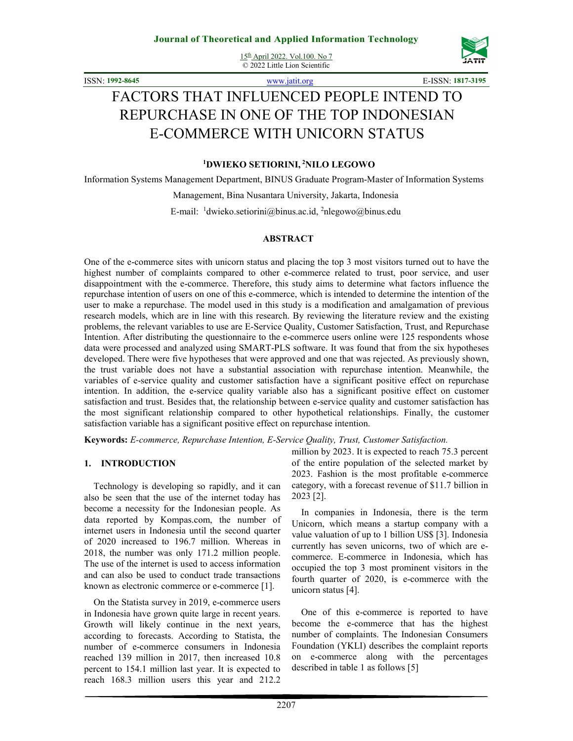# FACTORS THAT INFLUENCED PEOPLE INTEND TO REPURCHASE IN ONE OF THE TOP INDONESIAN E-COMMERCE WITH UNICORN STATUS

**[1]DWIEKO SETIORINI, [2]NILO LEGOWO**

Information Systems Management Department, BINUS Graduate Program-Master of Information Systems Management, Bina Nusantara University, Jakarta, Indonesia

E-mail: [1]dwieko.setiorini@binus.ac.id, [2]nlegowo@binus.edu

## ABSTRACT

One of the e-commerce sites with unicorn status and placing the top 3 most visitors turned out to have the highest number of complaints compared to other e-commerce related to trust, poor service, and user disappointment with the e-commerce. Therefore, this study aims to determine what factors influence the repurchase intention of users on one of this e-commerce, which is intended to determine the intention of the user to make a repurchase. The model used in this study is a modification and amalgamation of previous research models, which are in line with this research. By reviewing the literature review and the existing problems, the relevant variables to use are E-Service Quality, Customer Satisfaction, Trust, and Repurchase Intention. After distributing the questionnaire to the e-commerce users online were 125 respondents whose data were processed and analyzed using SMART-PLS software. It was found that from the six hypotheses developed. There were five hypotheses that were approved and one that was rejected. As previously shown, the trust variable does not have a substantial association with repurchase intention. Meanwhile, the variables of e-service quality and customer satisfaction have a significant positive effect on repurchase intention. In addition, the e-service quality variable also has a significant positive effect on customer satisfaction and trust. Besides that, the relationship between e-service quality and customer satisfaction has the most significant relationship compared to other hypothetical relationships. Finally, the customer satisfaction variable has a significant positive effect on repurchase intention.

**Keywords:** *E-commerce, Repurchase Intention, E-Service Quality, Trust, Customer Satisfaction.*

## 1. INTRODUCTION

Technology is developing so rapidly, and it can also be seen that the use of the internet today has become a necessity for the Indonesian people. As data reported by Kompas.com, the number of internet users in Indonesia until the second quarter of 2020 increased to 196.7 million. Whereas in 2018, the number was only 171.2 million people. The use of the internet is used to access information and can also be used to conduct trade transactions known as electronic commerce or e-commerce [1].

On the Statista survey in 2019, e-commerce users in Indonesia have grown quite large in recent years. Growth will likely continue in the next years, according to forecasts. According to Statista, the number of e-commerce consumers in Indonesia reached 139 million in 2017, then increased 10.8 percent to 154.1 million last year. It is expected to reach 168.3 million users this year and 212.2 million by 2023. It is expected to reach 75.3 percent of the entire population of the selected market by 2023. Fashion is the most profitable e-commerce category, with a forecast revenue of $11.7 billion in 2023 [2].

In companies in Indonesia, there is the term Unicorn, which means a startup company with a value valuation of up to 1 billion US$ [3]. Indonesia currently has seven unicorns, two of which are e-commerce. E-commerce in Indonesia, which has occupied the top 3 most prominent visitors in the fourth quarter of 2020, is e-commerce with the unicorn status [4].

One of this e-commerce is reported to have become the e-commerce that has the highest number of complaints. The Indonesian Consumers Foundation (YKLI) describes the complaint reports on e-commerce along with the percentages described in table 1 as follows [5]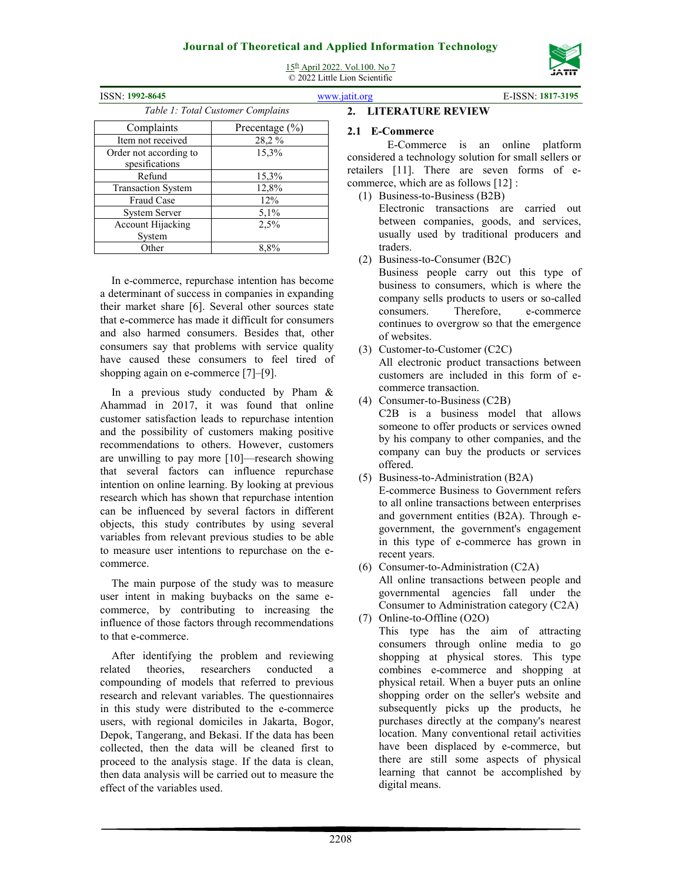*Table 1: Total Customer Complains*

| Complaints | Precentage (%) |
| --- | --- |
| Item not received | 28,2 % |
| Order not according to spesifications | 15,3% |
| Refund | 15,3% |
| Transaction System | 12,8% |
| Fraud Case | 12% |
| System Server | 5,1% |
| Account Hijacking System | 2,5% |
| Other | 8,8% |

In e-commerce, repurchase intention has become a determinant of success in companies in expanding their market share [6]. Several other sources state that e-commerce has made it difficult for consumers and also harmed consumers. Besides that, other consumers say that problems with service quality have caused these consumers to feel tired of shopping again on e-commerce [7]–[9].

In a previous study conducted by Pham & Ahammad in 2017, it was found that online customer satisfaction leads to repurchase intention and the possibility of customers making positive recommendations to others. However, customers are unwilling to pay more [10]—research showing that several factors can influence repurchase intention on online learning. By looking at previous research which has shown that repurchase intention can be influenced by several factors in different objects, this study contributes by using several variables from relevant previous studies to be able to measure user intentions to repurchase on the e-commerce.

The main purpose of the study was to measure user intent in making buybacks on the same e-commerce, by contributing to increasing the influence of those factors through recommendations to that e-commerce.

After identifying the problem and reviewing related theories, researchers conducted a compounding of models that referred to previous research and relevant variables. The questionnaires in this study were distributed to the e-commerce users, with regional domiciles in Jakarta, Bogor, Depok, Tangerang, and Bekasi. If the data has been collected, then the data will be cleaned first to proceed to the analysis stage. If the data is clean, then data analysis will be carried out to measure the effect of the variables used.

## 2. LITERATURE REVIEW

### 2.1 E-Commerce

E-Commerce is an online platform considered a technology solution for small sellers or retailers [11]. There are seven forms of e-commerce, which are as follows [12] :

(1) Business-to-Business (B2B)
Electronic transactions are carried out between companies, goods, and services, usually used by traditional producers and traders.

(2) Business-to-Consumer (B2C)
Business people carry out this type of business to consumers, which is where the company sells products to users or so-called consumers. Therefore, e-commerce continues to overgrow so that the emergence of websites.

(3) Customer-to-Customer (C2C)
All electronic product transactions between customers are included in this form of e-commerce transaction.

(4) Consumer-to-Business (C2B)
C2B is a business model that allows someone to offer products or services owned by his company to other companies, and the company can buy the products or services offered.

(5) Business-to-Administration (B2A)
E-commerce Business to Government refers to all online transactions between enterprises and government entities (B2A). Through e-government, the government's engagement in this type of e-commerce has grown in recent years.

(6) Consumer-to-Administration (C2A)
All online transactions between people and governmental agencies fall under the Consumer to Administration category (C2A)

(7) Online-to-Offline (O2O)
This type has the aim of attracting consumers through online media to go shopping at physical stores. This type combines e-commerce and shopping at physical retail. When a buyer puts an online shopping order on the seller's website and subsequently picks up the products, he purchases directly at the company's nearest location. Many conventional retail activities have been displaced by e-commerce, but there are still some aspects of physical learning that cannot be accomplished by digital means.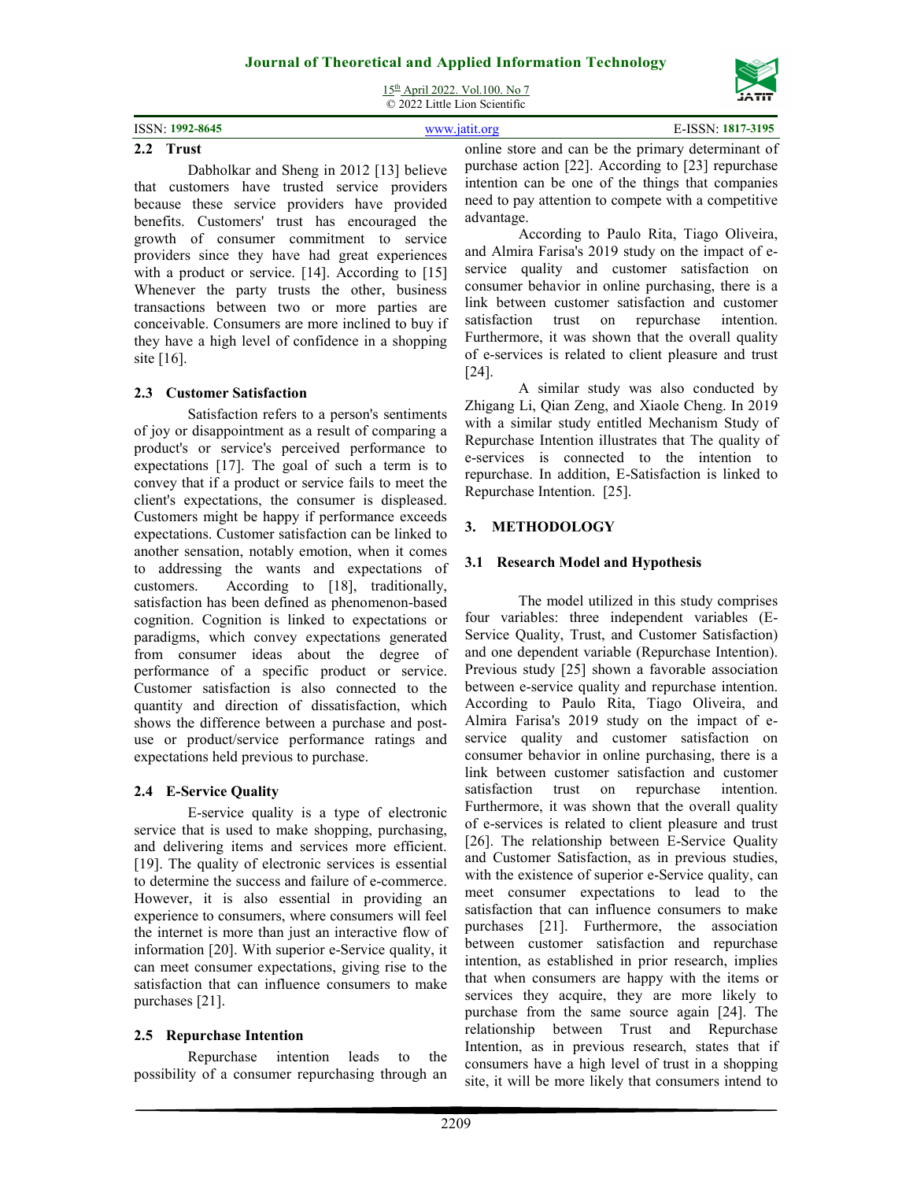### 2.2 Trust

Dabholkar and Sheng in 2012 [13] believe that customers have trusted service providers because these service providers have provided benefits. Customers' trust has encouraged the growth of consumer commitment to service providers since they have had great experiences with a product or service. [14]. According to [15] Whenever the party trusts the other, business transactions between two or more parties are conceivable. Consumers are more inclined to buy if they have a high level of confidence in a shopping site [16].

### 2.3 Customer Satisfaction

Satisfaction refers to a person's sentiments of joy or disappointment as a result of comparing a product's or service's perceived performance to expectations [17]. The goal of such a term is to convey that if a product or service fails to meet the client's expectations, the consumer is displeased. Customers might be happy if performance exceeds expectations. Customer satisfaction can be linked to another sensation, notably emotion, when it comes to addressing the wants and expectations of customers. According to [18], traditionally, satisfaction has been defined as phenomenon-based cognition. Cognition is linked to expectations or paradigms, which convey expectations generated from consumer ideas about the degree of performance of a specific product or service. Customer satisfaction is also connected to the quantity and direction of dissatisfaction, which shows the difference between a purchase and post-use or product/service performance ratings and expectations held previous to purchase.

### 2.4 E-Service Quality

E-service quality is a type of electronic service that is used to make shopping, purchasing, and delivering items and services more efficient. [19]. The quality of electronic services is essential to determine the success and failure of e-commerce. However, it is also essential in providing an experience to consumers, where consumers will feel the internet is more than just an interactive flow of information [20]. With superior e-Service quality, it can meet consumer expectations, giving rise to the satisfaction that can influence consumers to make purchases [21].

### 2.5 Repurchase Intention

Repurchase intention leads to the possibility of a consumer repurchasing through an online store and can be the primary determinant of purchase action [22]. According to [23] repurchase intention can be one of the things that companies need to pay attention to compete with a competitive advantage.

According to Paulo Rita, Tiago Oliveira, and Almira Farisa's 2019 study on the impact of e-service quality and customer satisfaction on consumer behavior in online purchasing, there is a link between customer satisfaction and customer satisfaction trust on repurchase intention. Furthermore, it was shown that the overall quality of e-services is related to client pleasure and trust [24].

A similar study was also conducted by Zhigang Li, Qian Zeng, and Xiaole Cheng. In 2019 with a similar study entitled Mechanism Study of Repurchase Intention illustrates that The quality of e-services is connected to the intention to repurchase. In addition, E-Satisfaction is linked to Repurchase Intention. [25].

## 3. METHODOLOGY

### 3.1 Research Model and Hypothesis

The model utilized in this study comprises four variables: three independent variables (E-Service Quality, Trust, and Customer Satisfaction) and one dependent variable (Repurchase Intention). Previous study [25] shown a favorable association between e-service quality and repurchase intention. According to Paulo Rita, Tiago Oliveira, and Almira Farisa's 2019 study on the impact of e-service quality and customer satisfaction on consumer behavior in online purchasing, there is a link between customer satisfaction and customer satisfaction trust on repurchase intention. Furthermore, it was shown that the overall quality of e-services is related to client pleasure and trust [26]. The relationship between E-Service Quality and Customer Satisfaction, as in previous studies, with the existence of superior e-Service quality, can meet consumer expectations to lead to the satisfaction that can influence consumers to make purchases [21]. Furthermore, the association between customer satisfaction and repurchase intention, as established in prior research, implies that when consumers are happy with the items or services they acquire, they are more likely to purchase from the same source again [24]. The relationship between Trust and Repurchase Intention, as in previous research, states that if consumers have a high level of trust in a shopping site, it will be more likely that consumers intend to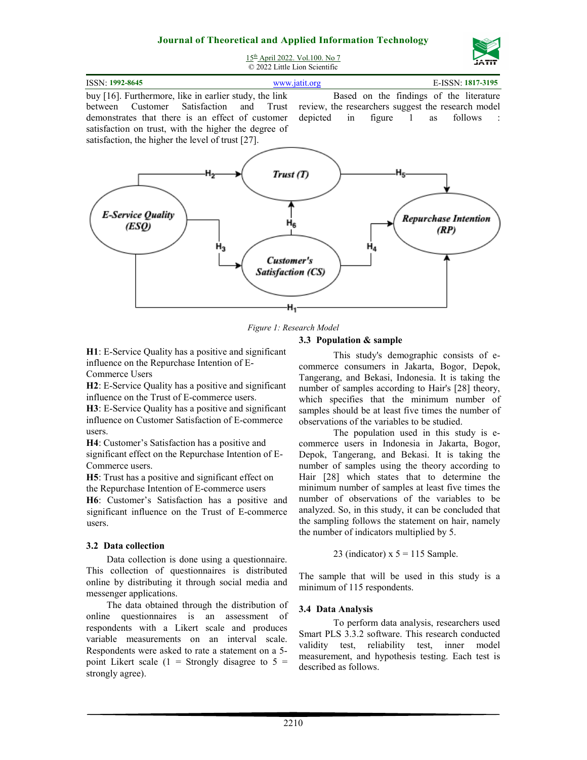buy [16]. Furthermore, like in earlier study, the link between Customer Satisfaction and Trust demonstrates that there is an effect of customer satisfaction on trust, with the higher the degree of satisfaction, the higher the level of trust [27].

Based on the findings of the literature review, the researchers suggest the research model depicted in figure 1 as follows :

*Figure 1: Research Model*

**H1**: E-Service Quality has a positive and significant influence on the Repurchase Intention of E-Commerce Users

**H2**: E-Service Quality has a positive and significant influence on the Trust of E-commerce users.

**H3**: E-Service Quality has a positive and significant influence on Customer Satisfaction of E-commerce users.

**H4**: Customer's Satisfaction has a positive and significant effect on the Repurchase Intention of E-Commerce users.

**H5**: Trust has a positive and significant effect on the Repurchase Intention of E-commerce users

**H6**: Customer's Satisfaction has a positive and significant influence on the Trust of E-commerce users.

### 3.2 Data collection

Data collection is done using a questionnaire. This collection of questionnaires is distributed online by distributing it through social media and messenger applications.

The data obtained through the distribution of online questionnaires is an assessment of respondents with a Likert scale and produces variable measurements on an interval scale. Respondents were asked to rate a statement on a 5-point Likert scale (1 = Strongly disagree to 5 = strongly agree).

### 3.3 Population & sample

This study's demographic consists of e-commerce consumers in Jakarta, Bogor, Depok, Tangerang, and Bekasi, Indonesia. It is taking the number of samples according to Hair's [28] theory, which specifies that the minimum number of samples should be at least five times the number of observations of the variables to be studied.

The population used in this study is e-commerce users in Indonesia in Jakarta, Bogor, Depok, Tangerang, and Bekasi. It is taking the number of samples using the theory according to Hair [28] which states that to determine the minimum number of samples at least five times the number of observations of the variables to be analyzed. So, in this study, it can be concluded that the sampling follows the statement on hair, namely the number of indicators multiplied by 5.

$$23 \text{ (indicator)} \times 5 = 115 \text{ Sample.}$$

The sample that will be used in this study is a minimum of 115 respondents.

### 3.4 Data Analysis

To perform data analysis, researchers used Smart PLS 3.3.2 software. This research conducted validity test, reliability test, inner model measurement, and hypothesis testing. Each test is described as follows.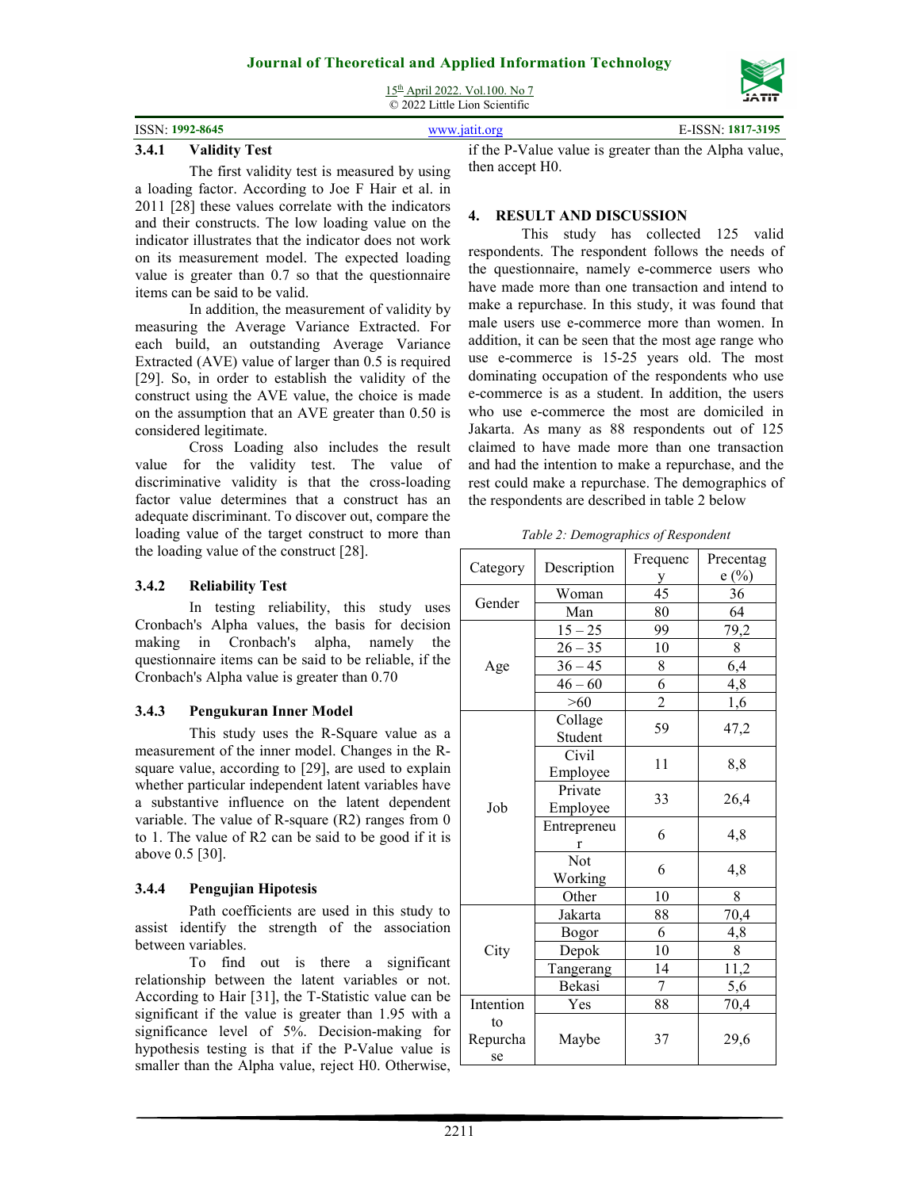### 3.4.1 Validity Test

The first validity test is measured by using a loading factor. According to Joe F Hair et al. in 2011 [28] these values correlate with the indicators and their constructs. The low loading value on the indicator illustrates that the indicator does not work on its measurement model. The expected loading value is greater than 0.7 so that the questionnaire items can be said to be valid.

In addition, the measurement of validity by measuring the Average Variance Extracted. For each build, an outstanding Average Variance Extracted (AVE) value of larger than 0.5 is required [29]. So, in order to establish the validity of the construct using the AVE value, the choice is made on the assumption that an AVE greater than 0.50 is considered legitimate.

Cross Loading also includes the result value for the validity test. The value of discriminative validity is that the cross-loading factor value determines that a construct has an adequate discriminant. To discover out, compare the loading value of the target construct to more than the loading value of the construct [28].

### 3.4.2 Reliability Test

In testing reliability, this study uses Cronbach's Alpha values, the basis for decision making in Cronbach's alpha, namely the questionnaire items can be said to be reliable, if the Cronbach's Alpha value is greater than 0.70

### 3.4.3 Pengukuran Inner Model

This study uses the R-Square value as a measurement of the inner model. Changes in the R-square value, according to [29], are used to explain whether particular independent latent variables have a substantive influence on the latent dependent variable. The value of R-square (R2) ranges from 0 to 1. The value of R2 can be said to be good if it is above 0.5 [30].

### 3.4.4 Pengujian Hipotesis

Path coefficients are used in this study to assist identify the strength of the association between variables.

To find out is there a significant relationship between the latent variables or not. According to Hair [31], the T-Statistic value can be significant if the value is greater than 1.95 with a significance level of 5%. Decision-making for hypothesis testing is that if the P-Value value is smaller than the Alpha value, reject H0. Otherwise, if the P-Value value is greater than the Alpha value, then accept H0.

## 4. RESULT AND DISCUSSION

This study has collected 125 valid respondents. The respondent follows the needs of the questionnaire, namely e-commerce users who have made more than one transaction and intend to make a repurchase. In this study, it was found that male users use e-commerce more than women. In addition, it can be seen that the most age range who use e-commerce is 15-25 years old. The most dominating occupation of the respondents who use e-commerce is as a student. In addition, the users who use e-commerce the most are domiciled in Jakarta. As many as 88 respondents out of 125 claimed to have made more than one transaction and had the intention to make a repurchase, and the rest could make a repurchase. The demographics of the respondents are described in table 2 below

*Table 2: Demographics of Respondent*

| Category | Description | Frequency | Precentage (%) |
|---|---|---|---|
| Gender | Woman | 45 | 36 |
| | Man | 80 | 64 |
| Age | 15 – 25 | 99 | 79,2 |
| | 26 – 35 | 10 | 8 |
| | 36 – 45 | 8 | 6,4 |
| | 46 – 60 | 6 | 4,8 |
| | >60 | 2 | 1,6 |
| Job | Collage Student | 59 | 47,2 |
| | Civil Employee | 11 | 8,8 |
| | Private Employee | 33 | 26,4 |
| | Entrepreneur | 6 | 4,8 |
| | Not Working | 6 | 4,8 |
| | Other | 10 | 8 |
| City | Jakarta | 88 | 70,4 |
| | Bogor | 6 | 4,8 |
| | Depok | 10 | 8 |
| | Tangerang | 14 | 11,2 |
| | Bekasi | 7 | 5,6 |
| Intention to Repurchase | Yes | 88 | 70,4 |
| | Maybe | 37 | 29,6 |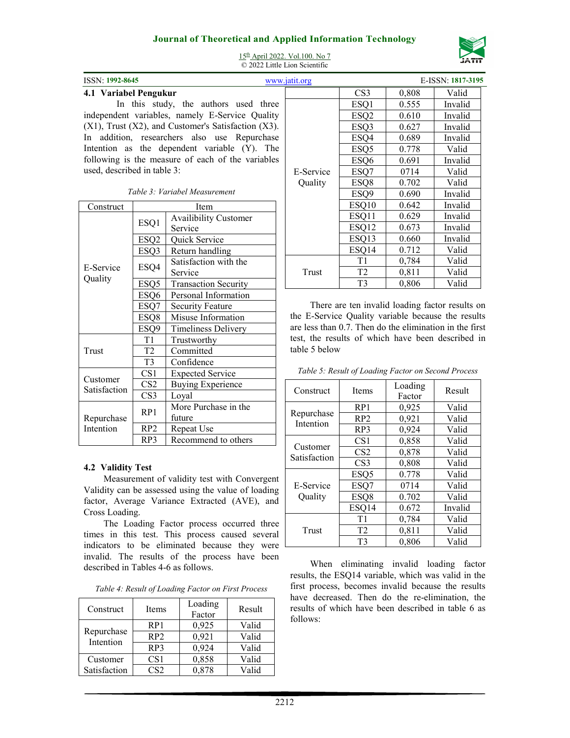### 4.1 Variabel Pengukur

In this study, the authors used three independent variables, namely E-Service Quality (X1), Trust (X2), and Customer's Satisfaction (X3). In addition, researchers also use Repurchase Intention as the dependent variable (Y). The following is the measure of each of the variables used, described in table 3:

*Table 3: Variabel Measurement*

| Construct | Item | |
|---|---|---|
| E-Service Quality | ESQ1 | Availibility Customer Service |
| | ESQ2 | Quick Service |
| | ESQ3 | Return handling |
| | ESQ4 | Satisfaction with the Service |
| | ESQ5 | Transaction Security |
| | ESQ6 | Personal Information |
| | ESQ7 | Security Feature |
| | ESQ8 | Misuse Information |
| | ESQ9 | Timeliness Delivery |
| Trust | T1 | Trustworthy |
| | T2 | Committed |
| | T3 | Confidence |
| Customer Satisfaction | CS1 | Expected Service |
| | CS2 | Buying Experience |
| | CS3 | Loyal |
| Repurchase Intention | RP1 | More Purchase in the future |
| | RP2 | Repeat Use |
| | RP3 | Recommend to others |

### 4.2 Validity Test

Measurement of validity test with Convergent Validity can be assessed using the value of loading factor, Average Variance Extracted (AVE), and Cross Loading.

The Loading Factor process occurred three times in this test. This process caused several indicators to be eliminated because they were invalid. The results of the process have been described in Tables 4-6 as follows.

*Table 4: Result of Loading Factor on First Process*

| Construct | Items | Loading Factor | Result |
|---|---|---|---|
| Repurchase Intention | RP1 | 0,925 | Valid |
| | RP2 | 0,921 | Valid |
| | RP3 | 0,924 | Valid |
| Customer Satisfaction | CS1 | 0,858 | Valid |
| | CS2 | 0,878 | Valid |
| | CS3 | 0,808 | Valid |
| E-Service Quality | ESQ1 | 0.555 | Invalid |
| | ESQ2 | 0.610 | Invalid |
| | ESQ3 | 0.627 | Invalid |
| | ESQ4 | 0.689 | Invalid |
| | ESQ5 | 0.778 | Valid |
| | ESQ6 | 0.691 | Invalid |
| | ESQ7 | 0714 | Valid |
| | ESQ8 | 0.702 | Valid |
| | ESQ9 | 0.690 | Invalid |
| | ESQ10 | 0.642 | Invalid |
| | ESQ11 | 0.629 | Invalid |
| | ESQ12 | 0.673 | Invalid |
| | ESQ13 | 0.660 | Invalid |
| | ESQ14 | 0.712 | Valid |
| Trust | T1 | 0,784 | Valid |
| | T2 | 0,811 | Valid |
| | T3 | 0,806 | Valid |

There are ten invalid loading factor results on the E-Service Quality variable because the results are less than 0.7. Then do the elimination in the first test, the results of which have been described in table 5 below

*Table 5: Result of Loading Factor on Second Process*

| Construct | Items | Loading Factor | Result |
|---|---|---|---|
| Repurchase Intention | RP1 | 0,925 | Valid |
| | RP2 | 0,921 | Valid |
| | RP3 | 0,924 | Valid |
| Customer Satisfaction | CS1 | 0,858 | Valid |
| | CS2 | 0,878 | Valid |
| | CS3 | 0,808 | Valid |
| E-Service Quality | ESQ5 | 0.778 | Valid |
| | ESQ7 | 0714 | Valid |
| | ESQ8 | 0.702 | Valid |
| | ESQ14 | 0.672 | Invalid |
| Trust | T1 | 0,784 | Valid |
| | T2 | 0,811 | Valid |
| | T3 | 0,806 | Valid |

When eliminating invalid loading factor results, the ESQ14 variable, which was valid in the first process, becomes invalid because the results have decreased. Then do the re-elimination, the results of which have been described in table 6 as follows: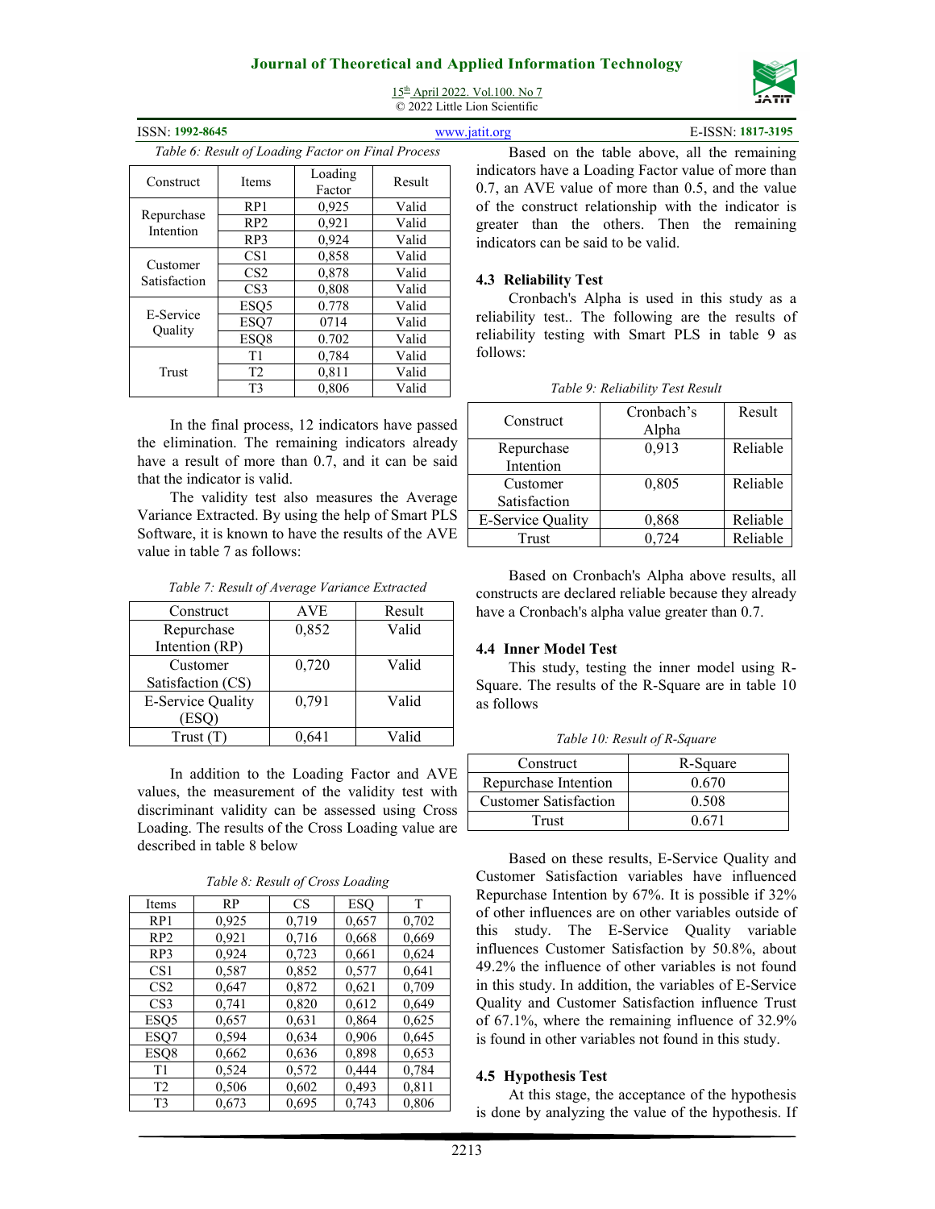*Table 6: Result of Loading Factor on Final Process*

| Construct | Items | Loading Factor | Result |
|---|---|---|---|
| Repurchase Intention | RP1 | 0,925 | Valid |
| | RP2 | 0,921 | Valid |
| | RP3 | 0,924 | Valid |
| Customer Satisfaction | CS1 | 0,858 | Valid |
| | CS2 | 0,878 | Valid |
| | CS3 | 0,808 | Valid |
| E-Service Quality | ESQ5 | 0.778 | Valid |
| | ESQ7 | 0714 | Valid |
| | ESQ8 | 0.702 | Valid |
| Trust | T1 | 0,784 | Valid |
| | T2 | 0,811 | Valid |
| | T3 | 0,806 | Valid |

In the final process, 12 indicators have passed the elimination. The remaining indicators already have a result of more than 0.7, and it can be said that the indicator is valid.

The validity test also measures the Average Variance Extracted. By using the help of Smart PLS Software, it is known to have the results of the AVE value in table 7 as follows:

*Table 7: Result of Average Variance Extracted*

| Construct | AVE | Result |
|---|---|---|
| Repurchase Intention (RP) | 0,852 | Valid |
| Customer Satisfaction (CS) | 0,720 | Valid |
| E-Service Quality (ESQ) | 0,791 | Valid |
| Trust (T) | 0,641 | Valid |

In addition to the Loading Factor and AVE values, the measurement of the validity test with discriminant validity can be assessed using Cross Loading. The results of the Cross Loading value are described in table 8 below

*Table 8: Result of Cross Loading*

| Items | RP | CS | ESQ | T |
|---|---|---|---|---|
| RP1 | 0,925 | 0,719 | 0,657 | 0,702 |
| RP2 | 0,921 | 0,716 | 0,668 | 0,669 |
| RP3 | 0,924 | 0,723 | 0,661 | 0,624 |
| CS1 | 0,587 | 0,852 | 0,577 | 0,641 |
| CS2 | 0,647 | 0,872 | 0,621 | 0,709 |
| CS3 | 0,741 | 0,820 | 0,612 | 0,649 |
| ESQ5 | 0,657 | 0,631 | 0,864 | 0,625 |
| ESQ7 | 0,594 | 0,634 | 0,906 | 0,645 |
| ESQ8 | 0,662 | 0,636 | 0,898 | 0,653 |
| T1 | 0,524 | 0,572 | 0,444 | 0,784 |
| T2 | 0,506 | 0,602 | 0,493 | 0,811 |
| T3 | 0,673 | 0,695 | 0,743 | 0,806 |

Based on the table above, all the remaining indicators have a Loading Factor value of more than 0.7, an AVE value of more than 0.5, and the value of the construct relationship with the indicator is greater than the others. Then the remaining indicators can be said to be valid.

### 4.3 Reliability Test

Cronbach's Alpha is used in this study as a reliability test.. The following are the results of reliability testing with Smart PLS in table 9 as follows:

*Table 9: Reliability Test Result*

| Construct | Cronbach's Alpha | Result |
|---|---|---|
| Repurchase Intention | 0,913 | Reliable |
| Customer Satisfaction | 0,805 | Reliable |
| E-Service Quality | 0,868 | Reliable |
| Trust | 0,724 | Reliable |

Based on Cronbach's Alpha above results, all constructs are declared reliable because they already have a Cronbach's alpha value greater than 0.7.

### 4.4 Inner Model Test

This study, testing the inner model using R-Square. The results of the R-Square are in table 10 as follows

*Table 10: Result of R-Square*

| Construct | R-Square |
|---|---|
| Repurchase Intention | 0.670 |
| Customer Satisfaction | 0.508 |
| Trust | 0.671 |

Based on these results, E-Service Quality and Customer Satisfaction variables have influenced Repurchase Intention by 67%. It is possible if 32% of other influences are on other variables outside of this study. The E-Service Quality variable influences Customer Satisfaction by 50.8%, about 49.2% the influence of other variables is not found in this study. In addition, the variables of E-Service Quality and Customer Satisfaction influence Trust of 67.1%, where the remaining influence of 32.9% is found in other variables not found in this study.

### 4.5 Hypothesis Test

At this stage, the acceptance of the hypothesis is done by analyzing the value of the hypothesis. If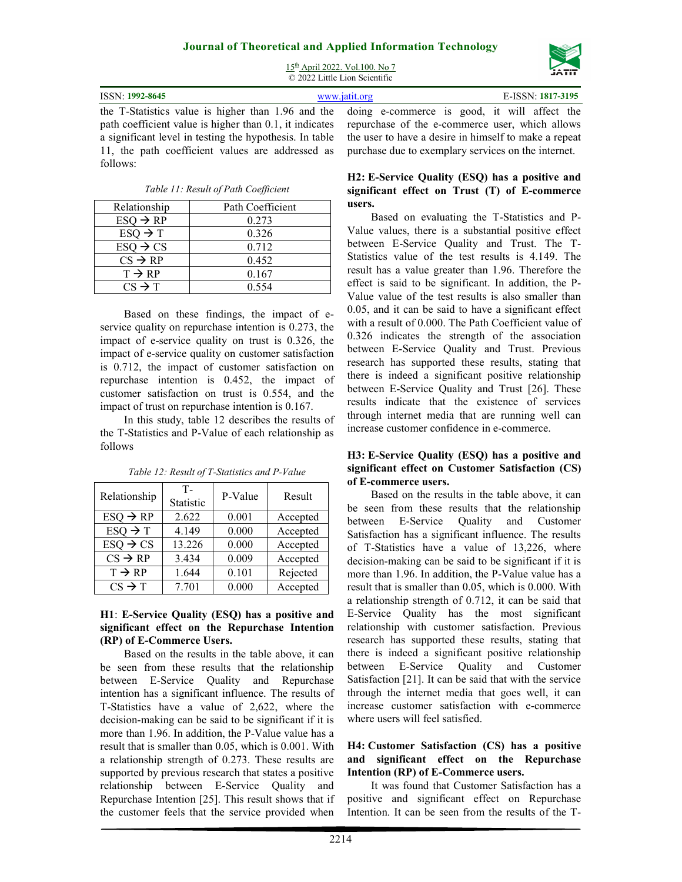the T-Statistics value is higher than 1.96 and the path coefficient value is higher than 0.1, it indicates a significant level in testing the hypothesis. In table 11, the path coefficient values are addressed as follows:

*Table 11: Result of Path Coefficient*

| Relationship | Path Coefficient |
|---|---|
| ESQ → RP | 0.273 |
| ESQ → T | 0.326 |
| ESQ → CS | 0.712 |
| CS → RP | 0.452 |
| T → RP | 0.167 |
| CS → T | 0.554 |

Based on these findings, the impact of e-service quality on repurchase intention is 0.273, the impact of e-service quality on trust is 0.326, the impact of e-service quality on customer satisfaction is 0.712, the impact of customer satisfaction on repurchase intention is 0.452, the impact of customer satisfaction on trust is 0.554, and the impact of trust on repurchase intention is 0.167.

In this study, table 12 describes the results of the T-Statistics and P-Value of each relationship as follows

*Table 12: Result of T-Statistics and P-Value*

| Relationship | T-Statistic | P-Value | Result |
|---|---|---|---|
| ESQ → RP | 2.622 | 0.001 | Accepted |
| ESQ → T | 4.149 | 0.000 | Accepted |
| ESQ → CS | 13.226 | 0.000 | Accepted |
| CS → RP | 3.434 | 0.009 | Accepted |
| T → RP | 1.644 | 0.101 | Rejected |
| CS → T | 7.701 | 0.000 | Accepted |

**H1**: **E-Service Quality (ESQ) has a positive and significant effect on the Repurchase Intention (RP) of E-Commerce Users.**

Based on the results in the table above, it can be seen from these results that the relationship between E-Service Quality and Repurchase intention has a significant influence. The results of T-Statistics have a value of 2,622, where the decision-making can be said to be significant if it is more than 1.96. In addition, the P-Value value has a result that is smaller than 0.05, which is 0.001. With a relationship strength of 0.273. These results are supported by previous research that states a positive relationship between E-Service Quality and Repurchase Intention [25]. This result shows that if the customer feels that the service provided when doing e-commerce is good, it will affect the repurchase of the e-commerce user, which allows the user to have a desire in himself to make a repeat purchase due to exemplary services on the internet.

**H2: E-Service Quality (ESQ) has a positive and significant effect on Trust (T) of E-commerce users.**

Based on evaluating the T-Statistics and P-Value values, there is a substantial positive effect between E-Service Quality and Trust. The T-Statistics value of the test results is 4.149. The result has a value greater than 1.96. Therefore the effect is said to be significant. In addition, the P-Value value of the test results is also smaller than 0.05, and it can be said to have a significant effect with a result of 0.000. The Path Coefficient value of 0.326 indicates the strength of the association between E-Service Quality and Trust. Previous research has supported these results, stating that there is indeed a significant positive relationship between E-Service Quality and Trust [26]. These results indicate that the existence of services through internet media that are running well can increase customer confidence in e-commerce.

**H3: E-Service Quality (ESQ) has a positive and significant effect on Customer Satisfaction (CS) of E-commerce users.**

Based on the results in the table above, it can be seen from these results that the relationship between E-Service Quality and Customer Satisfaction has a significant influence. The results of T-Statistics have a value of 13,226, where decision-making can be said to be significant if it is more than 1.96. In addition, the P-Value value has a result that is smaller than 0.05, which is 0.000. With a relationship strength of 0.712, it can be said that E-Service Quality has the most significant relationship with customer satisfaction. Previous research has supported these results, stating that there is indeed a significant positive relationship between E-Service Quality and Customer Satisfaction [21]. It can be said that with the service through the internet media that goes well, it can increase customer satisfaction with e-commerce where users will feel satisfied.

**H4: Customer Satisfaction (CS) has a positive and significant effect on the Repurchase Intention (RP) of E-Commerce users.**

It was found that Customer Satisfaction has a positive and significant effect on Repurchase Intention. It can be seen from the results of the T-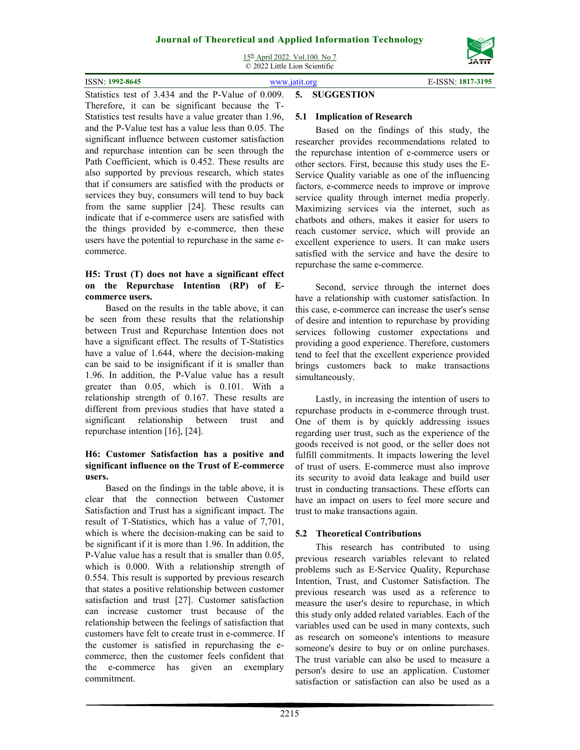Statistics test of 3.434 and the P-Value of 0.009. Therefore, it can be significant because the T-Statistics test results have a value greater than 1.96, and the P-Value test has a value less than 0.05. The significant influence between customer satisfaction and repurchase intention can be seen through the Path Coefficient, which is 0.452. These results are also supported by previous research, which states that if consumers are satisfied with the products or services they buy, consumers will tend to buy back from the same supplier [24]. These results can indicate that if e-commerce users are satisfied with the things provided by e-commerce, then these users have the potential to repurchase in the same e-commerce.

**H5: Trust (T) does not have a significant effect on the Repurchase Intention (RP) of E-commerce users.**

Based on the results in the table above, it can be seen from these results that the relationship between Trust and Repurchase Intention does not have a significant effect. The results of T-Statistics have a value of 1.644, where the decision-making can be said to be insignificant if it is smaller than 1.96. In addition, the P-Value value has a result greater than 0.05, which is 0.101. With a relationship strength of 0.167. These results are different from previous studies that have stated a significant relationship between trust and repurchase intention [16], [24].

**H6: Customer Satisfaction has a positive and significant influence on the Trust of E-commerce users.**

Based on the findings in the table above, it is clear that the connection between Customer Satisfaction and Trust has a significant impact. The result of T-Statistics, which has a value of 7,701, which is where the decision-making can be said to be significant if it is more than 1.96. In addition, the P-Value value has a result that is smaller than 0.05, which is 0.000. With a relationship strength of 0.554. This result is supported by previous research that states a positive relationship between customer satisfaction and trust [27]. Customer satisfaction can increase customer trust because of the relationship between the feelings of satisfaction that customers have felt to create trust in e-commerce. If the customer is satisfied in repurchasing the e-commerce, then the customer feels confident that the e-commerce has given an exemplary commitment.

## 5. SUGGESTION

### 5.1 Implication of Research

Based on the findings of this study, the researcher provides recommendations related to the repurchase intention of e-commerce users or other sectors. First, because this study uses the E-Service Quality variable as one of the influencing factors, e-commerce needs to improve or improve service quality through internet media properly. Maximizing services via the internet, such as chatbots and others, makes it easier for users to reach customer service, which will provide an excellent experience to users. It can make users satisfied with the service and have the desire to repurchase the same e-commerce.

Second, service through the internet does have a relationship with customer satisfaction. In this case, e-commerce can increase the user's sense of desire and intention to repurchase by providing services following customer expectations and providing a good experience. Therefore, customers tend to feel that the excellent experience provided brings customers back to make transactions simultaneously.

Lastly, in increasing the intention of users to repurchase products in e-commerce through trust. One of them is by quickly addressing issues regarding user trust, such as the experience of the goods received is not good, or the seller does not fulfill commitments. It impacts lowering the level of trust of users. E-commerce must also improve its security to avoid data leakage and build user trust in conducting transactions. These efforts can have an impact on users to feel more secure and trust to make transactions again.

### 5.2 Theoretical Contributions

This research has contributed to using previous research variables relevant to related problems such as E-Service Quality, Repurchase Intention, Trust, and Customer Satisfaction. The previous research was used as a reference to measure the user's desire to repurchase, in which this study only added related variables. Each of the variables used can be used in many contexts, such as research on someone's intentions to measure someone's desire to buy or on online purchases. The trust variable can also be used to measure a person's desire to use an application. Customer satisfaction or satisfaction can also be used as a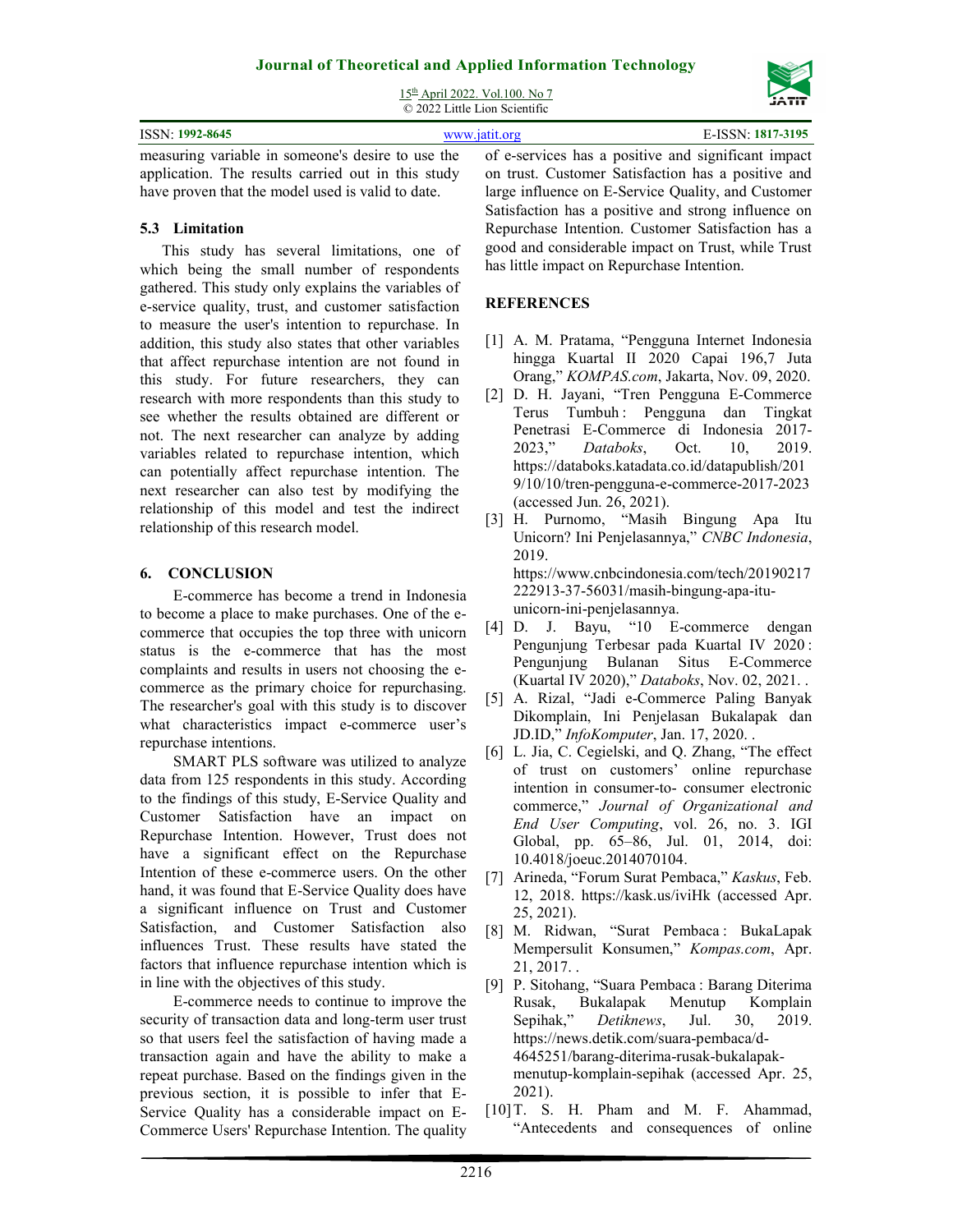measuring variable in someone's desire to use the application. The results carried out in this study have proven that the model used is valid to date.

### 5.3 Limitation

This study has several limitations, one of which being the small number of respondents gathered. This study only explains the variables of e-service quality, trust, and customer satisfaction to measure the user's intention to repurchase. In addition, this study also states that other variables that affect repurchase intention are not found in this study. For future researchers, they can research with more respondents than this study to see whether the results obtained are different or not. The next researcher can analyze by adding variables related to repurchase intention, which can potentially affect repurchase intention. The next researcher can also test by modifying the relationship of this model and test the indirect relationship of this research model.

## 6. CONCLUSION

E-commerce has become a trend in Indonesia to become a place to make purchases. One of the e-commerce that occupies the top three with unicorn status is the e-commerce that has the most complaints and results in users not choosing the e-commerce as the primary choice for repurchasing. The researcher's goal with this study is to discover what characteristics impact e-commerce user's repurchase intentions.

SMART PLS software was utilized to analyze data from 125 respondents in this study. According to the findings of this study, E-Service Quality and Customer Satisfaction have an impact on Repurchase Intention. However, Trust does not have a significant effect on the Repurchase Intention of these e-commerce users. On the other hand, it was found that E-Service Quality does have a significant influence on Trust and Customer Satisfaction, and Customer Satisfaction also influences Trust. These results have stated the factors that influence repurchase intention which is in line with the objectives of this study.

E-commerce needs to continue to improve the security of transaction data and long-term user trust so that users feel the satisfaction of having made a transaction again and have the ability to make a repeat purchase. Based on the findings given in the previous section, it is possible to infer that E-Service Quality has a considerable impact on E-Commerce Users' Repurchase Intention. The quality of e-services has a positive and significant impact on trust. Customer Satisfaction has a positive and large influence on E-Service Quality, and Customer Satisfaction has a positive and strong influence on Repurchase Intention. Customer Satisfaction has a good and considerable impact on Trust, while Trust has little impact on Repurchase Intention.

## REFERENCES

[1] A. M. Pratama, "Pengguna Internet Indonesia hingga Kuartal II 2020 Capai 196,7 Juta Orang," *KOMPAS.com*, Jakarta, Nov. 09, 2020.

[2] D. H. Jayani, "Tren Pengguna E-Commerce Terus Tumbuh : Pengguna dan Tingkat Penetrasi E-Commerce di Indonesia 2017-2023," *Databoks*, Oct. 10, 2019. https://databoks.katadata.co.id/datapublish/2019/10/10/tren-pengguna-e-commerce-2017-2023 (accessed Jun. 26, 2021).

[3] H. Purnomo, "Masih Bingung Apa Itu Unicorn? Ini Penjelasannya," *CNBC Indonesia*, 2019. https://www.cnbcindonesia.com/tech/20190217222913-37-56031/masih-bingung-apa-itu-unicorn-ini-penjelasannya.

[4] D. J. Bayu, "10 E-commerce dengan Pengunjung Terbesar pada Kuartal IV 2020 : Pengunjung Bulanan Situs E-Commerce (Kuartal IV 2020)," *Databoks*, Nov. 02, 2021. .

[5] A. Rizal, "Jadi e-Commerce Paling Banyak Dikomplain, Ini Penjelasan Bukalapak dan JD.ID," *InfoKomputer*, Jan. 17, 2020. .

[6] L. Jia, C. Cegielski, and Q. Zhang, "The effect of trust on customers' online repurchase intention in consumer-to- consumer electronic commerce," *Journal of Organizational and End User Computing*, vol. 26, no. 3. IGI Global, pp. 65–86, Jul. 01, 2014, doi: 10.4018/joeuc.2014070104.

[7] Arineda, "Forum Surat Pembaca," *Kaskus*, Feb. 12, 2018. https://kask.us/iviHk (accessed Apr. 25, 2021).

[8] M. Ridwan, "Surat Pembaca : BukaLapak Mempersulit Konsumen," *Kompas.com*, Apr. 21, 2017. .

[9] P. Sitohang, "Suara Pembaca : Barang Diterima Rusak, Bukalapak Menutup Komplain Sepihak," *Detiknews*, Jul. 30, 2019. https://news.detik.com/suara-pembaca/d-4645251/barang-diterima-rusak-bukalapak-menutup-komplain-sepihak (accessed Apr. 25, 2021).

[10] T. S. H. Pham and M. F. Ahammad, "Antecedents and consequences of online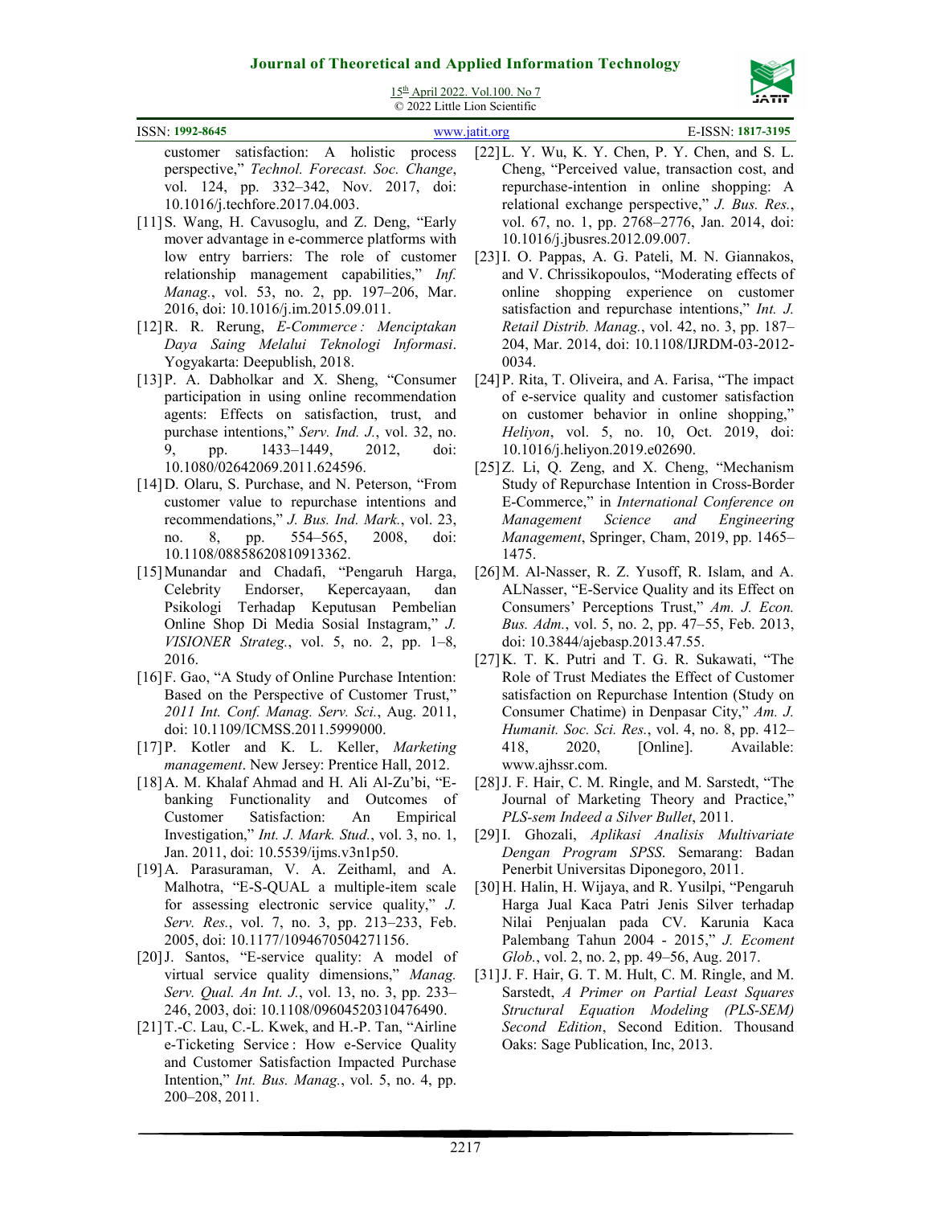customer satisfaction: A holistic process perspective," *Technol. Forecast. Soc. Change*, vol. 124, pp. 332–342, Nov. 2017, doi: 10.1016/j.techfore.2017.04.003.

[11] S. Wang, H. Cavusoglu, and Z. Deng, "Early mover advantage in e-commerce platforms with low entry barriers: The role of customer relationship management capabilities," *Inf. Manag.*, vol. 53, no. 2, pp. 197–206, Mar. 2016, doi: 10.1016/j.im.2015.09.011.

[12] R. R. Rerung, *E-Commerce : Menciptakan Daya Saing Melalui Teknologi Informasi*. Yogyakarta: Deepublish, 2018.

[13] P. A. Dabholkar and X. Sheng, "Consumer participation in using online recommendation agents: Effects on satisfaction, trust, and purchase intentions," *Serv. Ind. J.*, vol. 32, no. 9, pp. 1433–1449, 2012, doi: 10.1080/02642069.2011.624596.

[14] D. Olaru, S. Purchase, and N. Peterson, "From customer value to repurchase intentions and recommendations," *J. Bus. Ind. Mark.*, vol. 23, no. 8, pp. 554–565, 2008, doi: 10.1108/08858620810913362.

[15] Munandar and Chadafi, "Pengaruh Harga, Celebrity Endorser, Kepercayaan, dan Psikologi Terhadap Keputusan Pembelian Online Shop Di Media Sosial Instagram," *J. VISIONER Strateg.*, vol. 5, no. 2, pp. 1–8, 2016.

[16] F. Gao, "A Study of Online Purchase Intention: Based on the Perspective of Customer Trust," *2011 Int. Conf. Manag. Serv. Sci.*, Aug. 2011, doi: 10.1109/ICMSS.2011.5999000.

[17] P. Kotler and K. L. Keller, *Marketing management*. New Jersey: Prentice Hall, 2012.

[18] A. M. Khalaf Ahmad and H. Ali Al-Zu'bi, "E-banking Functionality and Outcomes of Customer Satisfaction: An Empirical Investigation," *Int. J. Mark. Stud.*, vol. 3, no. 1, Jan. 2011, doi: 10.5539/ijms.v3n1p50.

[19] A. Parasuraman, V. A. Zeithaml, and A. Malhotra, "E-S-QUAL a multiple-item scale for assessing electronic service quality," *J. Serv. Res.*, vol. 7, no. 3, pp. 213–233, Feb. 2005, doi: 10.1177/1094670504271156.

[20] J. Santos, "E-service quality: A model of virtual service quality dimensions," *Manag. Serv. Qual. An Int. J.*, vol. 13, no. 3, pp. 233–246, 2003, doi: 10.1108/09604520310476490.

[21] T.-C. Lau, C.-L. Kwek, and H.-P. Tan, "Airline e-Ticketing Service : How e-Service Quality and Customer Satisfaction Impacted Purchase Intention," *Int. Bus. Manag.*, vol. 5, no. 4, pp. 200–208, 2011.

[22] L. Y. Wu, K. Y. Chen, P. Y. Chen, and S. L. Cheng, "Perceived value, transaction cost, and repurchase-intention in online shopping: A relational exchange perspective," *J. Bus. Res.*, vol. 67, no. 1, pp. 2768–2776, Jan. 2014, doi: 10.1016/j.jbusres.2012.09.007.

[23] I. O. Pappas, A. G. Pateli, M. N. Giannakos, and V. Chrissikopoulos, "Moderating effects of online shopping experience on customer satisfaction and repurchase intentions," *Int. J. Retail Distrib. Manag.*, vol. 42, no. 3, pp. 187–204, Mar. 2014, doi: 10.1108/IJRDM-03-2012-0034.

[24] P. Rita, T. Oliveira, and A. Farisa, "The impact of e-service quality and customer satisfaction on customer behavior in online shopping," *Heliyon*, vol. 5, no. 10, Oct. 2019, doi: 10.1016/j.heliyon.2019.e02690.

[25] Z. Li, Q. Zeng, and X. Cheng, "Mechanism Study of Repurchase Intention in Cross-Border E-Commerce," in *International Conference on Management Science and Engineering Management*, Springer, Cham, 2019, pp. 1465–1475.

[26] M. Al-Nasser, R. Z. Yusoff, R. Islam, and A. ALNasser, "E-Service Quality and its Effect on Consumers' Perceptions Trust," *Am. J. Econ. Bus. Adm.*, vol. 5, no. 2, pp. 47–55, Feb. 2013, doi: 10.3844/ajebasp.2013.47.55.

[27] K. T. K. Putri and T. G. R. Sukawati, "The Role of Trust Mediates the Effect of Customer satisfaction on Repurchase Intention (Study on Consumer Chatime) in Denpasar City," *Am. J. Humanit. Soc. Sci. Res.*, vol. 4, no. 8, pp. 412–418, 2020, [Online]. Available: www.ajhssr.com.

[28] J. F. Hair, C. M. Ringle, and M. Sarstedt, "The Journal of Marketing Theory and Practice," *PLS-sem Indeed a Silver Bullet*, 2011.

[29] I. Ghozali, *Aplikasi Analisis Multivariate Dengan Program SPSS*. Semarang: Badan Penerbit Universitas Diponegoro, 2011.

[30] H. Halin, H. Wijaya, and R. Yusilpi, "Pengaruh Harga Jual Kaca Patri Jenis Silver terhadap Nilai Penjualan pada CV. Karunia Kaca Palembang Tahun 2004 - 2015," *J. Ecoment Glob.*, vol. 2, no. 2, pp. 49–56, Aug. 2017.

[31] J. F. Hair, G. T. M. Hult, C. M. Ringle, and M. Sarstedt, *A Primer on Partial Least Squares Structural Equation Modeling (PLS-SEM) Second Edition*, Second Edition. Thousand Oaks: Sage Publication, Inc, 2013.